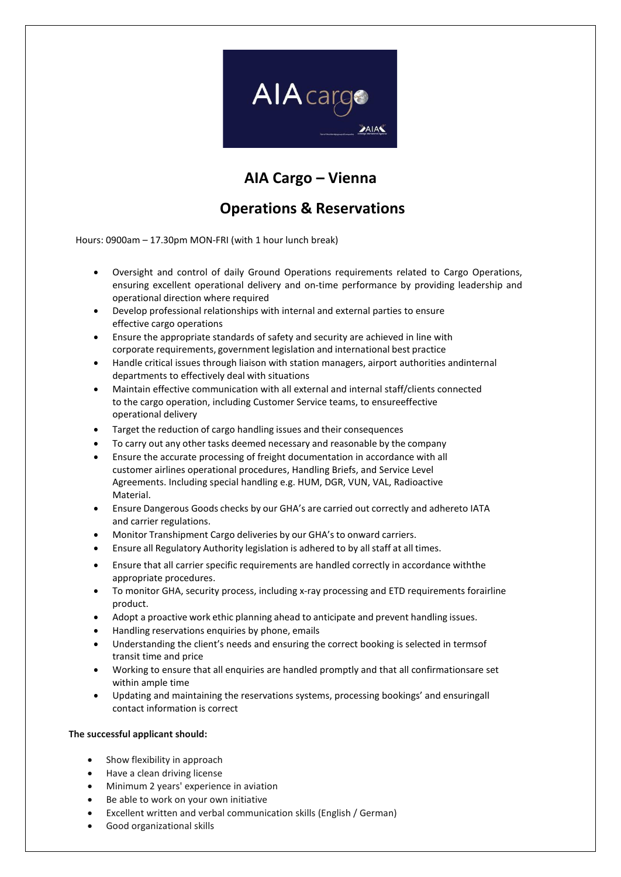# AIA Cargo – Vienna

## Operations & Reservations

Hours: 0900am – 17.30pm MON-FRI (with 1 hour lunch break)

- Oversight and control of daily Ground Operations requirements related to Cargo Operations, ensuring excellent operational delivery and on-time performance by providing leadership and operational direction where required
- Develop professional relationships with internal and external parties to ensure effective cargo operations
- Ensure the appropriate standards of safety and security are achieved in line with corporate requirements, government legislation and international best practice
- Handle critical issues through liaison with station managers, airport authorities andinternal departments to effectively deal with situations
- Maintain effective communication with all external and internal staff/clients connected to the cargo operation, including Customer Service teams, to ensureeffective operational delivery
- Target the reduction of cargo handling issues and their consequences
- To carry out any other tasks deemed necessary and reasonable by the company
- Ensure the accurate processing of freight documentation in accordance with all customer airlines operational procedures, Handling Briefs, and Service Level Agreements. Including special handling e.g. HUM, DGR, VUN, VAL, Radioactive Material.
- Ensure Dangerous Goods checks by our GHA's are carried out correctly and adhereto IATA and carrier regulations.
- Monitor Transhipment Cargo deliveries by our GHA's to onward carriers.
- Ensure all Regulatory Authority legislation is adhered to by all staff at all times.
- Ensure that all carrier specific requirements are handled correctly in accordance withthe appropriate procedures.
- To monitor GHA, security process, including x-ray processing and ETD requirements forairline product.
- Adopt a proactive work ethic planning ahead to anticipate and prevent handling issues.
- Handling reservations enquiries by phone, emails
- Understanding the client's needs and ensuring the correct booking is selected in termsof transit time and price
- Working to ensure that all enquiries are handled promptly and that all confirmationsare set within ample time
- Updating and maintaining the reservations systems, processing bookings' and ensuringall contact information is correct

**The successful applicant should:**

- Show flexibility in approach
- Have a clean driving license
- Minimum 2 years' experience in aviation
- Be able to work on your own initiative
- Excellent written and verbal communication skills (English / German)
- Good organizational skills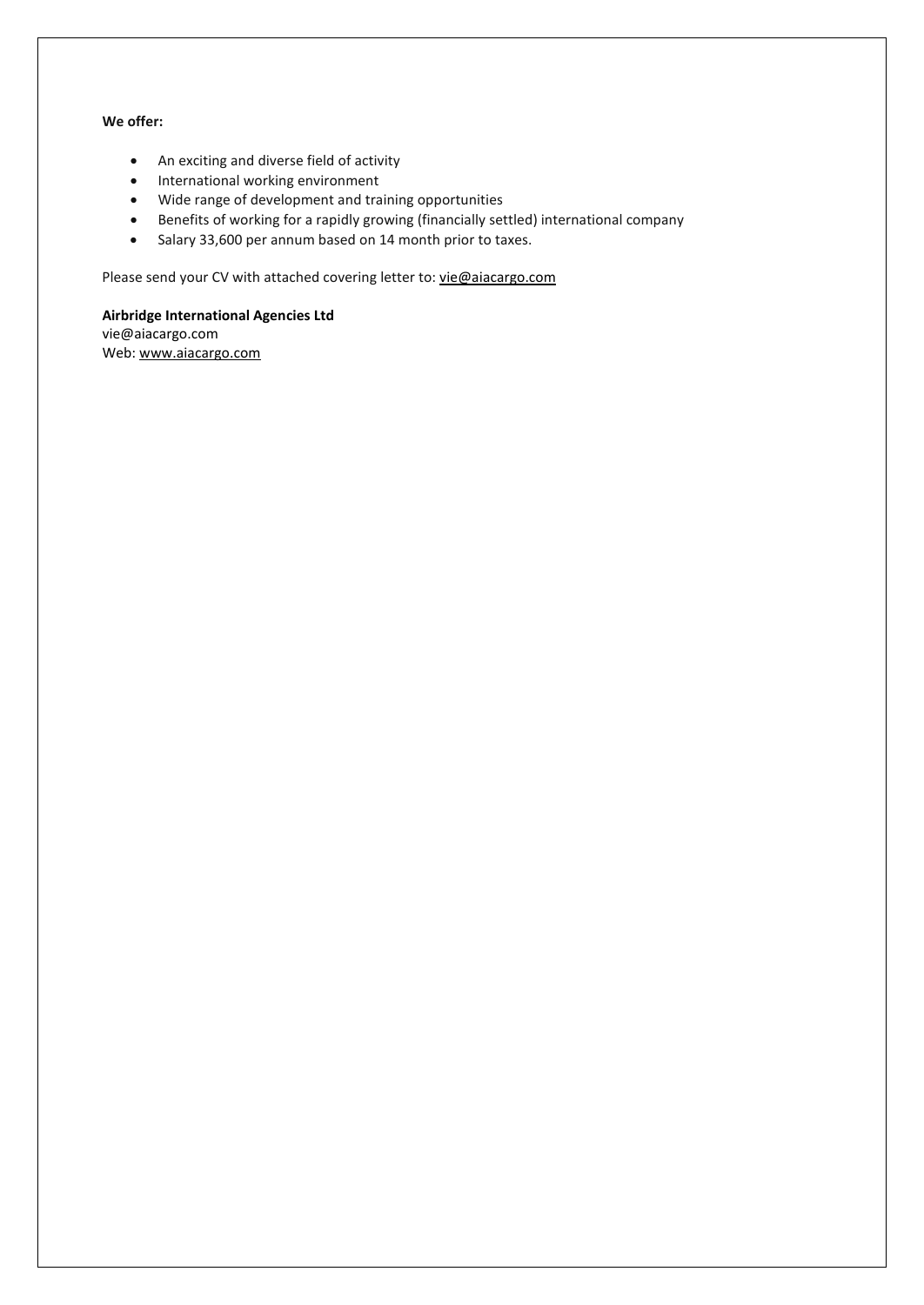**We offer:**

- An exciting and diverse field of activity
- International working environment
- Wide range of development and training opportunities
- Benefits of working for a rapidly growing (financially settled) international company
- Salary 33,600 per annum based on 14 month prior to taxes.

Please send your CV with attached covering letter to: vie@aiacargo.com

**Airbridge International Agencies Ltd**
vie@aiacargo.com
Web: www.aiacargo.com